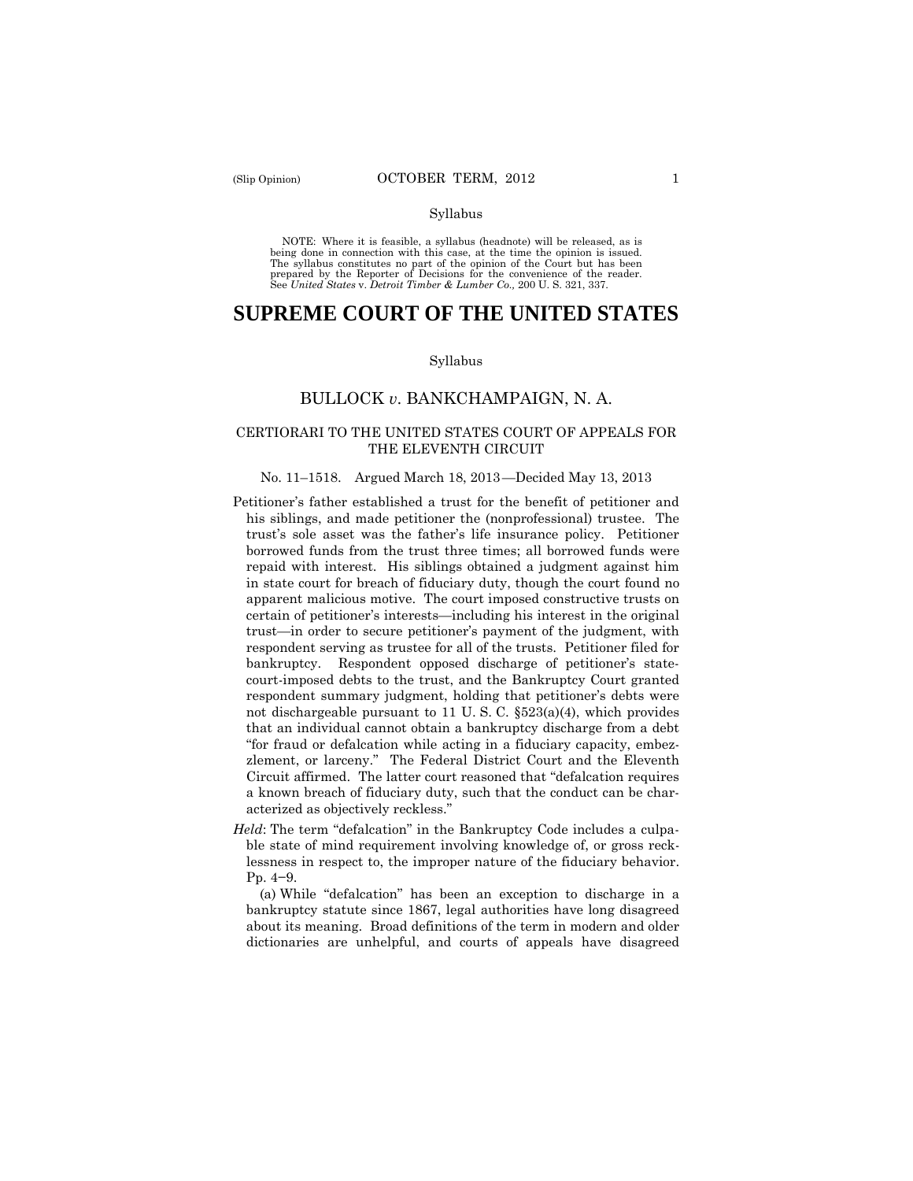Syllabus

NOTE: Where it is feasible, a syllabus (headnote) will be released, as is being done in connection with this case, at the time the opinion is issued. The syllabus constitutes no part of the opinion of the Court but has been prepared by the Reporter of Decisions for the convenience of the reader. See *United States* v. *Detroit Timber & Lumber Co.,* 200 U. S. 321, 337.

# SUPREME COURT OF THE UNITED STATES

Syllabus

## BULLOCK *v.* BANKCHAMPAIGN, N. A.

### CERTIORARI TO THE UNITED STATES COURT OF APPEALS FOR THE ELEVENTH CIRCUIT

No. 11–1518. Argued March 18, 2013—Decided May 13, 2013

Petitioner's father established a trust for the benefit of petitioner and his siblings, and made petitioner the (nonprofessional) trustee. The trust's sole asset was the father's life insurance policy. Petitioner borrowed funds from the trust three times; all borrowed funds were repaid with interest. His siblings obtained a judgment against him in state court for breach of fiduciary duty, though the court found no apparent malicious motive. The court imposed constructive trusts on certain of petitioner's interests—including his interest in the original trust—in order to secure petitioner's payment of the judgment, with respondent serving as trustee for all of the trusts. Petitioner filed for bankruptcy. Respondent opposed discharge of petitioner's state-court-imposed debts to the trust, and the Bankruptcy Court granted respondent summary judgment, holding that petitioner's debts were not dischargeable pursuant to 11 U. S. C. §523(a)(4), which provides that an individual cannot obtain a bankruptcy discharge from a debt "for fraud or defalcation while acting in a fiduciary capacity, embezzlement, or larceny." The Federal District Court and the Eleventh Circuit affirmed. The latter court reasoned that "defalcation requires a known breach of fiduciary duty, such that the conduct can be characterized as objectively reckless."

*Held*: The term "defalcation" in the Bankruptcy Code includes a culpable state of mind requirement involving knowledge of, or gross recklessness in respect to, the improper nature of the fiduciary behavior. Pp. 4−9.

(a) While "defalcation" has been an exception to discharge in a bankruptcy statute since 1867, legal authorities have long disagreed about its meaning. Broad definitions of the term in modern and older dictionaries are unhelpful, and courts of appeals have disagreed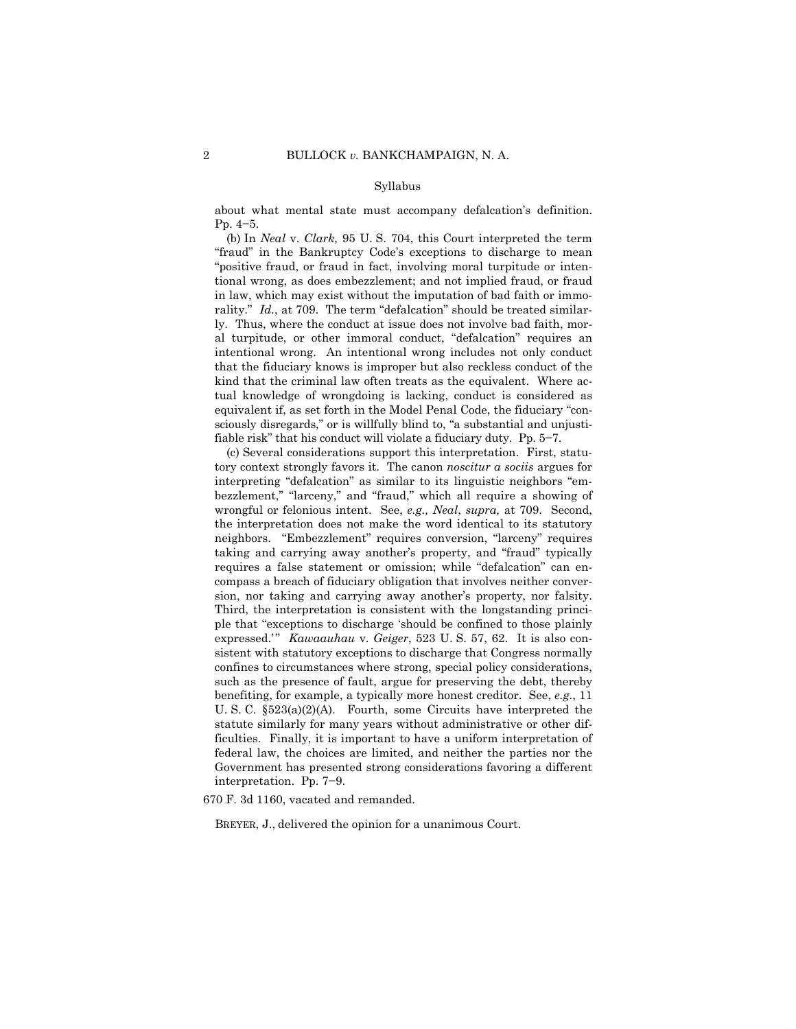Syllabus

about what mental state must accompany defalcation's definition. Pp. 4–5.

(b) In *Neal* v. *Clark,* 95 U. S. 704, this Court interpreted the term "fraud" in the Bankruptcy Code's exceptions to discharge to mean "positive fraud, or fraud in fact, involving moral turpitude or intentional wrong, as does embezzlement; and not implied fraud, or fraud in law, which may exist without the imputation of bad faith or immorality." *Id.*, at 709. The term "defalcation" should be treated similarly. Thus, where the conduct at issue does not involve bad faith, moral turpitude, or other immoral conduct, "defalcation" requires an intentional wrong. An intentional wrong includes not only conduct that the fiduciary knows is improper but also reckless conduct of the kind that the criminal law often treats as the equivalent. Where actual knowledge of wrongdoing is lacking, conduct is considered as equivalent if, as set forth in the Model Penal Code, the fiduciary "consciously disregards," or is willfully blind to, "a substantial and unjustifiable risk" that his conduct will violate a fiduciary duty. Pp. 5–7.

(c) Several considerations support this interpretation. First, statutory context strongly favors it. The canon *noscitur a sociis* argues for interpreting "defalcation" as similar to its linguistic neighbors "embezzlement," "larceny," and "fraud," which all require a showing of wrongful or felonious intent. See, *e.g., Neal*, *supra,* at 709. Second, the interpretation does not make the word identical to its statutory neighbors. "Embezzlement" requires conversion, "larceny" requires taking and carrying away another's property, and "fraud" typically requires a false statement or omission; while "defalcation" can encompass a breach of fiduciary obligation that involves neither conversion, nor taking and carrying away another's property, nor falsity. Third, the interpretation is consistent with the longstanding principle that "exceptions to discharge 'should be confined to those plainly expressed.'" *Kawaauhau* v. *Geiger*, 523 U. S. 57, 62. It is also consistent with statutory exceptions to discharge that Congress normally confines to circumstances where strong, special policy considerations, such as the presence of fault, argue for preserving the debt, thereby benefiting, for example, a typically more honest creditor. See, *e.g.*, 11 U. S. C. §523(a)(2)(A). Fourth, some Circuits have interpreted the statute similarly for many years without administrative or other difficulties. Finally, it is important to have a uniform interpretation of federal law, the choices are limited, and neither the parties nor the Government has presented strong considerations favoring a different interpretation. Pp. 7–9.

670 F. 3d 1160, vacated and remanded.

BREYER, J., delivered the opinion for a unanimous Court.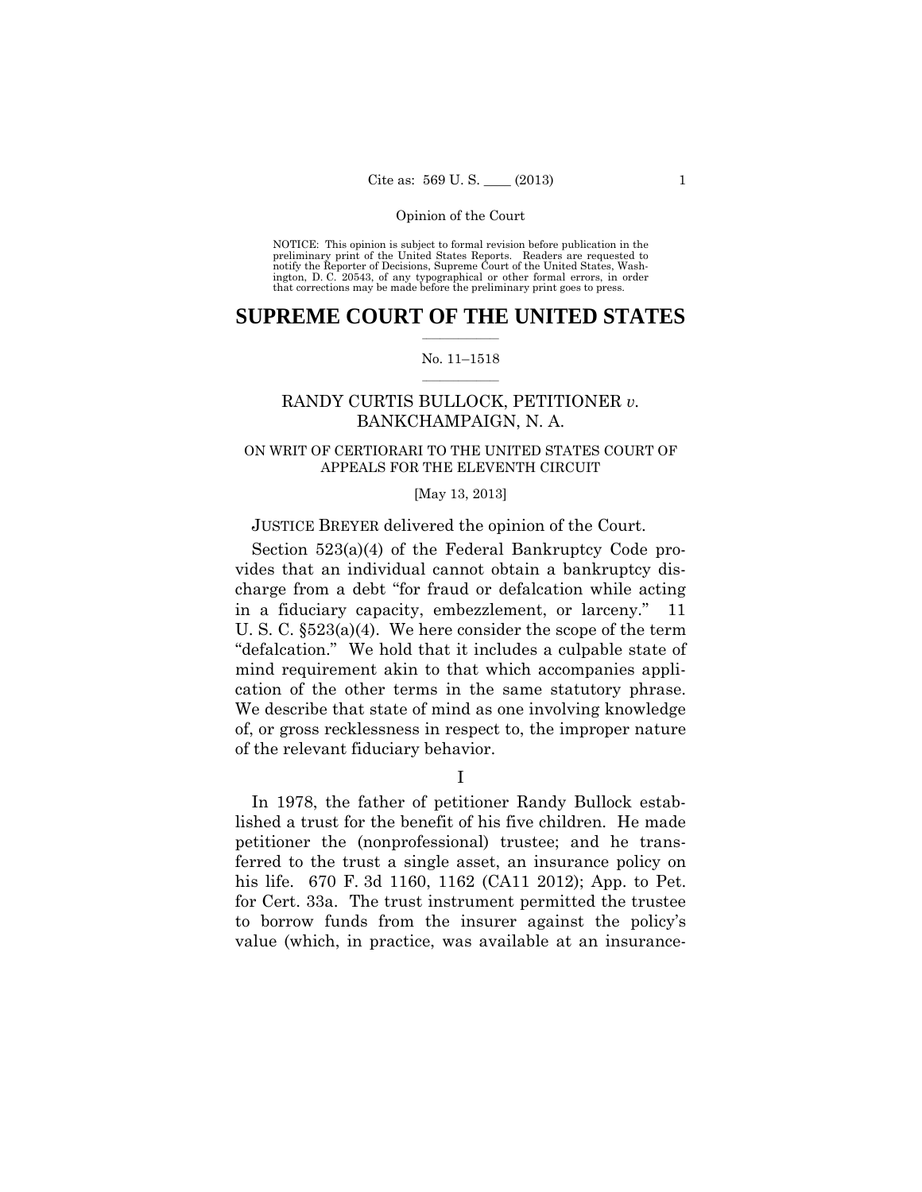NOTICE: This opinion is subject to formal revision before publication in the preliminary print of the United States Reports. Readers are requested to notify the Reporter of Decisions, Supreme Court of the United States, Washington, D. C. 20543, of any typographical or other formal errors, in order that corrections may be made before the preliminary print goes to press.

# SUPREME COURT OF THE UNITED STATES

No. 11–1518

RANDY CURTIS BULLOCK, PETITIONER *v.* BANKCHAMPAIGN, N. A.

ON WRIT OF CERTIORARI TO THE UNITED STATES COURT OF APPEALS FOR THE ELEVENTH CIRCUIT

[May 13, 2013]

JUSTICE BREYER delivered the opinion of the Court.

Section 523(a)(4) of the Federal Bankruptcy Code provides that an individual cannot obtain a bankruptcy discharge from a debt "for fraud or defalcation while acting in a fiduciary capacity, embezzlement, or larceny." 11 U. S. C. §523(a)(4). We here consider the scope of the term "defalcation." We hold that it includes a culpable state of mind requirement akin to that which accompanies application of the other terms in the same statutory phrase. We describe that state of mind as one involving knowledge of, or gross recklessness in respect to, the improper nature of the relevant fiduciary behavior.

I

In 1978, the father of petitioner Randy Bullock established a trust for the benefit of his five children. He made petitioner the (nonprofessional) trustee; and he transferred to the trust a single asset, an insurance policy on his life. 670 F. 3d 1160, 1162 (CA11 2012); App. to Pet. for Cert. 33a. The trust instrument permitted the trustee to borrow funds from the insurer against the policy's value (which, in practice, was available at an insurance-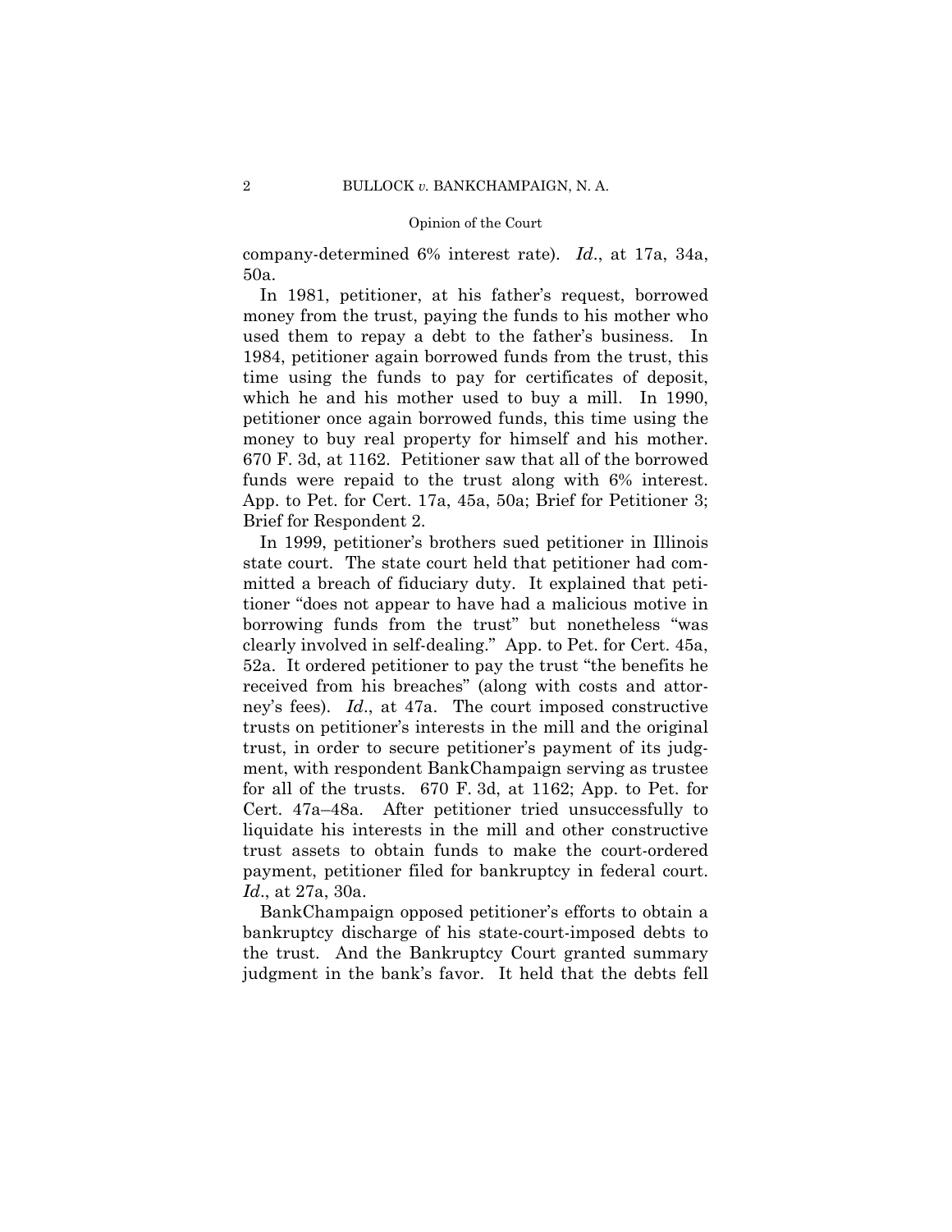company-determined 6% interest rate). *Id*., at 17a, 34a, 50a.

In 1981, petitioner, at his father's request, borrowed money from the trust, paying the funds to his mother who used them to repay a debt to the father's business. In 1984, petitioner again borrowed funds from the trust, this time using the funds to pay for certificates of deposit, which he and his mother used to buy a mill. In 1990, petitioner once again borrowed funds, this time using the money to buy real property for himself and his mother. 670 F. 3d, at 1162. Petitioner saw that all of the borrowed funds were repaid to the trust along with 6% interest. App. to Pet. for Cert. 17a, 45a, 50a; Brief for Petitioner 3; Brief for Respondent 2.

In 1999, petitioner's brothers sued petitioner in Illinois state court. The state court held that petitioner had committed a breach of fiduciary duty. It explained that petitioner "does not appear to have had a malicious motive in borrowing funds from the trust" but nonetheless "was clearly involved in self-dealing." App. to Pet. for Cert. 45a, 52a. It ordered petitioner to pay the trust "the benefits he received from his breaches" (along with costs and attorney's fees). *Id*., at 47a. The court imposed constructive trusts on petitioner's interests in the mill and the original trust, in order to secure petitioner's payment of its judgment, with respondent BankChampaign serving as trustee for all of the trusts. 670 F. 3d, at 1162; App. to Pet. for Cert. 47a–48a. After petitioner tried unsuccessfully to liquidate his interests in the mill and other constructive trust assets to obtain funds to make the court-ordered payment, petitioner filed for bankruptcy in federal court. *Id*., at 27a, 30a.

BankChampaign opposed petitioner's efforts to obtain a bankruptcy discharge of his state-court-imposed debts to the trust. And the Bankruptcy Court granted summary judgment in the bank's favor. It held that the debts fell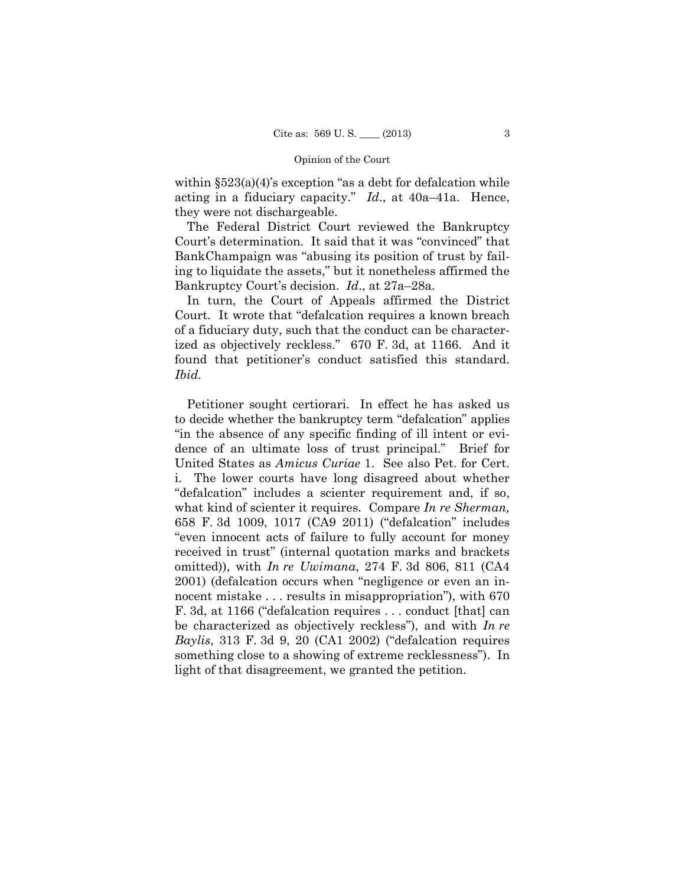within §523(a)(4)'s exception "as a debt for defalcation while acting in a fiduciary capacity." *Id*., at 40a–41a. Hence, they were not dischargeable.

The Federal District Court reviewed the Bankruptcy Court's determination. It said that it was "convinced" that BankChampaign was "abusing its position of trust by failing to liquidate the assets," but it nonetheless affirmed the Bankruptcy Court's decision. *Id*., at 27a–28a.

In turn, the Court of Appeals affirmed the District Court. It wrote that "defalcation requires a known breach of a fiduciary duty, such that the conduct can be characterized as objectively reckless." 670 F. 3d, at 1166. And it found that petitioner's conduct satisfied this standard. *Ibid.*

Petitioner sought certiorari. In effect he has asked us to decide whether the bankruptcy term "defalcation" applies "in the absence of any specific finding of ill intent or evidence of an ultimate loss of trust principal." Brief for United States as *Amicus Curiae* 1. See also Pet. for Cert. i. The lower courts have long disagreed about whether "defalcation" includes a scienter requirement and, if so, what kind of scienter it requires. Compare *In re Sherman,* 658 F. 3d 1009, 1017 (CA9 2011) ("defalcation" includes "even innocent acts of failure to fully account for money received in trust" (internal quotation marks and brackets omitted)), with *In re Uwimana*, 274 F. 3d 806, 811 (CA4 2001) (defalcation occurs when "negligence or even an innocent mistake . . . results in misappropriation"), with 670 F. 3d, at 1166 ("defalcation requires . . . conduct [that] can be characterized as objectively reckless"), and with *In re Baylis*, 313 F. 3d 9, 20 (CA1 2002) ("defalcation requires something close to a showing of extreme recklessness"). In light of that disagreement, we granted the petition.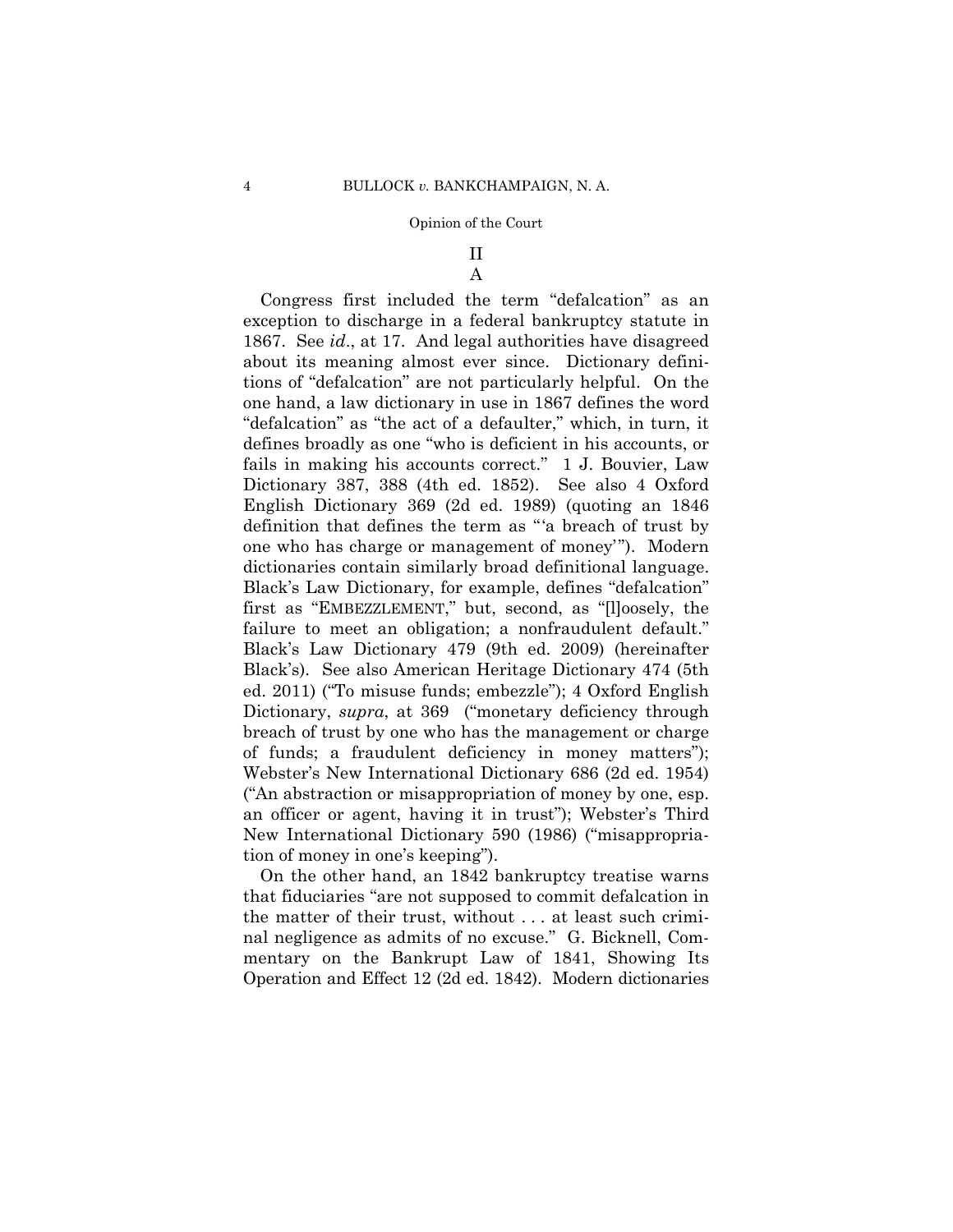## II

### A

Congress first included the term "defalcation" as an exception to discharge in a federal bankruptcy statute in 1867. See *id*., at 17. And legal authorities have disagreed about its meaning almost ever since. Dictionary definitions of "defalcation" are not particularly helpful. On the one hand, a law dictionary in use in 1867 defines the word "defalcation" as "the act of a defaulter," which, in turn, it defines broadly as one "who is deficient in his accounts, or fails in making his accounts correct." 1 J. Bouvier, Law Dictionary 387, 388 (4th ed. 1852). See also 4 Oxford English Dictionary 369 (2d ed. 1989) (quoting an 1846 definition that defines the term as "'a breach of trust by one who has charge or management of money'"). Modern dictionaries contain similarly broad definitional language. Black's Law Dictionary, for example, defines "defalcation" first as "EMBEZZLEMENT," but, second, as "[l]oosely, the failure to meet an obligation; a nonfraudulent default." Black's Law Dictionary 479 (9th ed. 2009) (hereinafter Black's). See also American Heritage Dictionary 474 (5th ed. 2011) ("To misuse funds; embezzle"); 4 Oxford English Dictionary, *supra*, at 369 ("monetary deficiency through breach of trust by one who has the management or charge of funds; a fraudulent deficiency in money matters"); Webster's New International Dictionary 686 (2d ed. 1954) ("An abstraction or misappropriation of money by one, esp. an officer or agent, having it in trust"); Webster's Third New International Dictionary 590 (1986) ("misappropriation of money in one's keeping").

On the other hand, an 1842 bankruptcy treatise warns that fiduciaries "are not supposed to commit defalcation in the matter of their trust, without . . . at least such criminal negligence as admits of no excuse." G. Bicknell, Commentary on the Bankrupt Law of 1841, Showing Its Operation and Effect 12 (2d ed. 1842). Modern dictionaries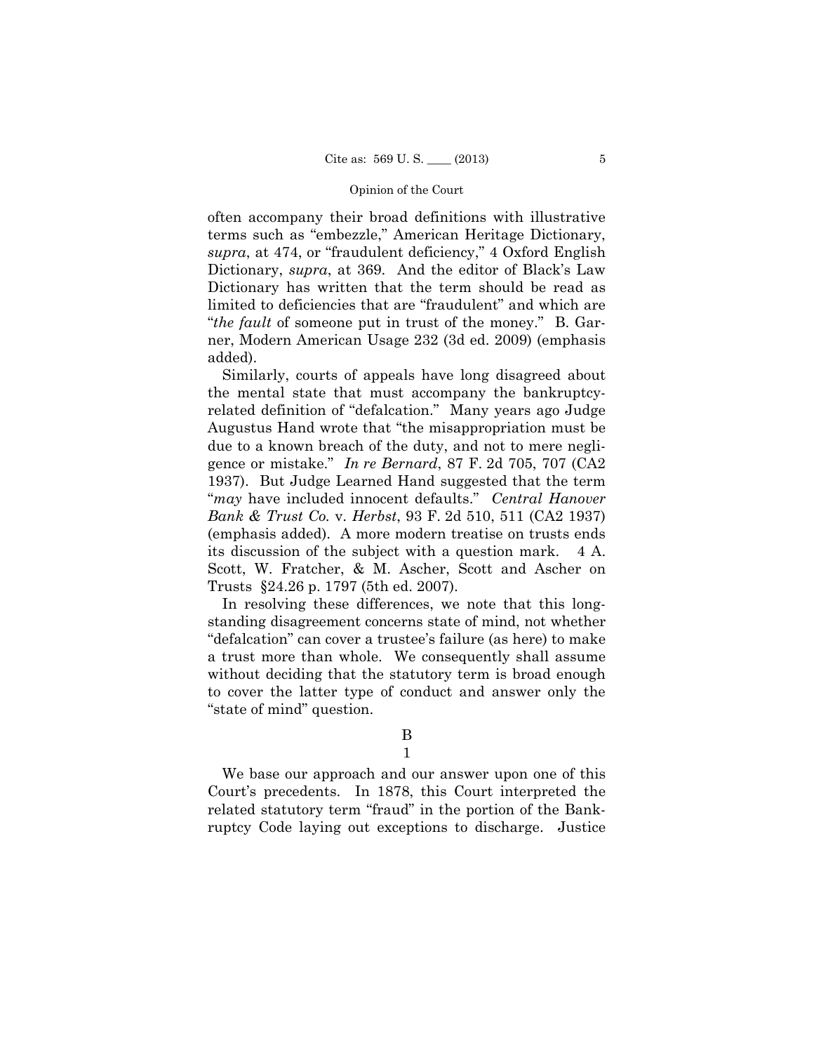often accompany their broad definitions with illustrative terms such as "embezzle," American Heritage Dictionary, *supra*, at 474, or "fraudulent deficiency," 4 Oxford English Dictionary, *supra*, at 369. And the editor of Black's Law Dictionary has written that the term should be read as limited to deficiencies that are "fraudulent" and which are "*the fault* of someone put in trust of the money." B. Garner, Modern American Usage 232 (3d ed. 2009) (emphasis added).

Similarly, courts of appeals have long disagreed about the mental state that must accompany the bankruptcy-related definition of "defalcation." Many years ago Judge Augustus Hand wrote that "the misappropriation must be due to a known breach of the duty, and not to mere negligence or mistake." *In re Bernard*, 87 F. 2d 705, 707 (CA2 1937). But Judge Learned Hand suggested that the term "*may* have included innocent defaults." *Central Hanover Bank & Trust Co.* v. *Herbst*, 93 F. 2d 510, 511 (CA2 1937) (emphasis added). A more modern treatise on trusts ends its discussion of the subject with a question mark. 4 A. Scott, W. Fratcher, & M. Ascher, Scott and Ascher on Trusts §24.26 p. 1797 (5th ed. 2007).

In resolving these differences, we note that this long-standing disagreement concerns state of mind, not whether "defalcation" can cover a trustee's failure (as here) to make a trust more than whole. We consequently shall assume without deciding that the statutory term is broad enough to cover the latter type of conduct and answer only the "state of mind" question.

### B

#### 1

We base our approach and our answer upon one of this Court's precedents. In 1878, this Court interpreted the related statutory term "fraud" in the portion of the Bankruptcy Code laying out exceptions to discharge. Justice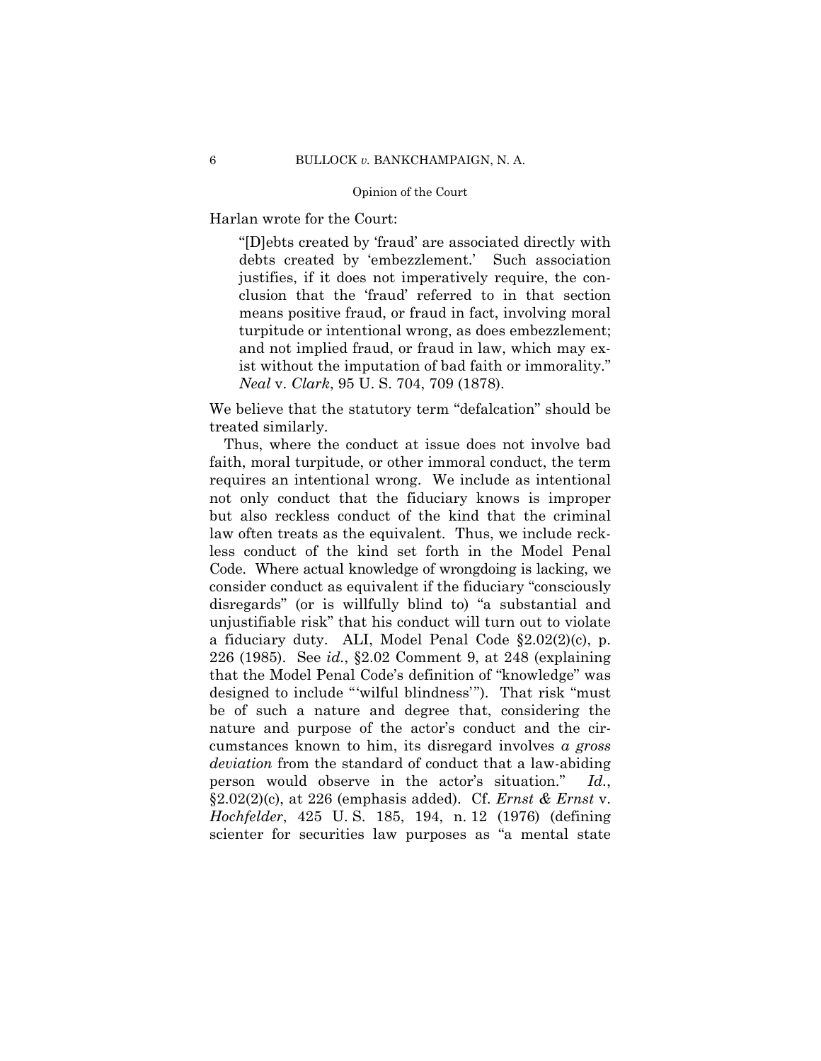Harlan wrote for the Court:

> "[D]ebts created by 'fraud' are associated directly with debts created by 'embezzlement.' Such association justifies, if it does not imperatively require, the conclusion that the 'fraud' referred to in that section means positive fraud, or fraud in fact, involving moral turpitude or intentional wrong, as does embezzlement; and not implied fraud, or fraud in law, which may exist without the imputation of bad faith or immorality." *Neal* v. *Clark*, 95 U. S. 704, 709 (1878).

We believe that the statutory term "defalcation" should be treated similarly.

Thus, where the conduct at issue does not involve bad faith, moral turpitude, or other immoral conduct, the term requires an intentional wrong. We include as intentional not only conduct that the fiduciary knows is improper but also reckless conduct of the kind that the criminal law often treats as the equivalent. Thus, we include reckless conduct of the kind set forth in the Model Penal Code. Where actual knowledge of wrongdoing is lacking, we consider conduct as equivalent if the fiduciary "consciously disregards" (or is willfully blind to) "a substantial and unjustifiable risk" that his conduct will turn out to violate a fiduciary duty. ALI, Model Penal Code §2.02(2)(c), p. 226 (1985). See *id.*, §2.02 Comment 9, at 248 (explaining that the Model Penal Code's definition of "knowledge" was designed to include "'wilful blindness'"). That risk "must be of such a nature and degree that, considering the nature and purpose of the actor's conduct and the circumstances known to him, its disregard involves *a gross deviation* from the standard of conduct that a law-abiding person would observe in the actor's situation." *Id.*, §2.02(2)(c), at 226 (emphasis added). Cf. *Ernst & Ernst* v. *Hochfelder*, 425 U. S. 185, 194, n. 12 (1976) (defining scienter for securities law purposes as "a mental state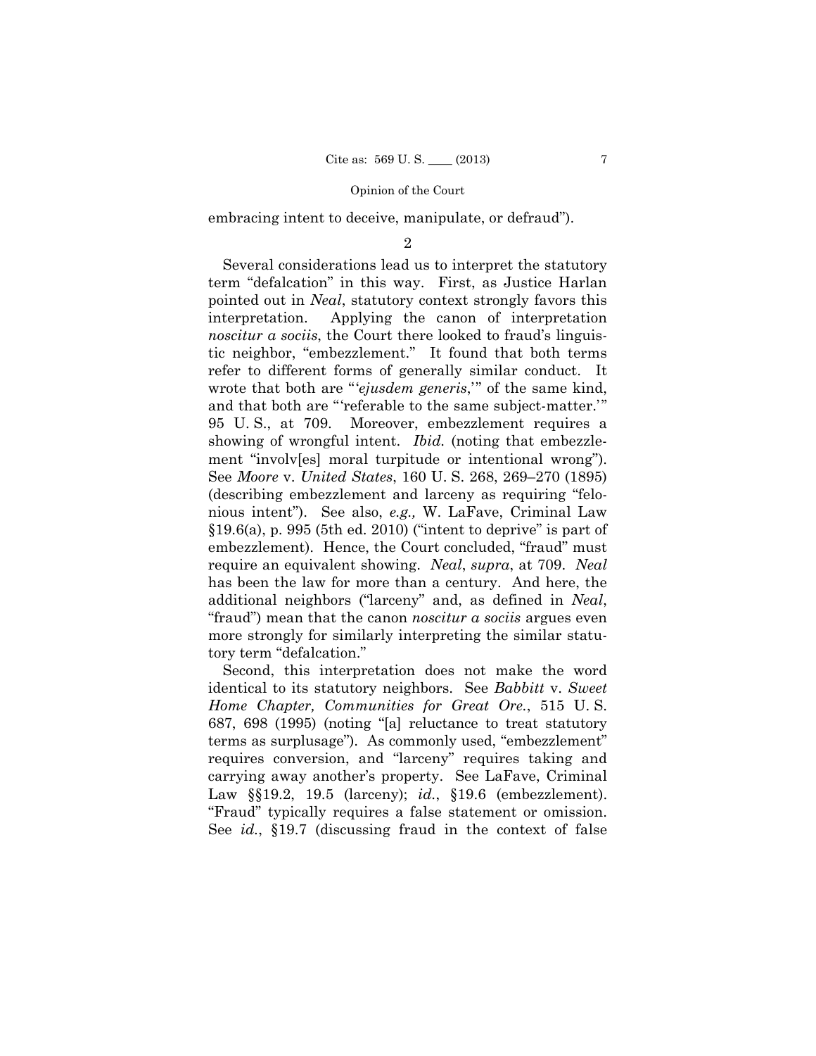embracing intent to deceive, manipulate, or defraud").

2

Several considerations lead us to interpret the statutory term "defalcation" in this way. First, as Justice Harlan pointed out in *Neal*, statutory context strongly favors this interpretation. Applying the canon of interpretation *noscitur a sociis*, the Court there looked to fraud's linguistic neighbor, "embezzlement." It found that both terms refer to different forms of generally similar conduct. It wrote that both are "'*ejusdem generis*,'" of the same kind, and that both are "'referable to the same subject-matter.'" 95 U. S., at 709. Moreover, embezzlement requires a showing of wrongful intent. *Ibid.* (noting that embezzlement "involv[es] moral turpitude or intentional wrong"). See *Moore* v. *United States*, 160 U. S. 268, 269–270 (1895) (describing embezzlement and larceny as requiring "felonious intent"). See also, *e.g.,* W. LaFave, Criminal Law §19.6(a), p. 995 (5th ed. 2010) ("intent to deprive" is part of embezzlement). Hence, the Court concluded, "fraud" must require an equivalent showing. *Neal*, *supra*, at 709. *Neal* has been the law for more than a century. And here, the additional neighbors ("larceny" and, as defined in *Neal*, "fraud") mean that the canon *noscitur a sociis* argues even more strongly for similarly interpreting the similar statutory term "defalcation."

Second, this interpretation does not make the word identical to its statutory neighbors. See *Babbitt* v. *Sweet Home Chapter, Communities for Great Ore.*, 515 U. S. 687, 698 (1995) (noting "[a] reluctance to treat statutory terms as surplusage"). As commonly used, "embezzlement" requires conversion, and "larceny" requires taking and carrying away another's property. See LaFave, Criminal Law §§19.2, 19.5 (larceny); *id.*, §19.6 (embezzlement). "Fraud" typically requires a false statement or omission. See *id.*, §19.7 (discussing fraud in the context of false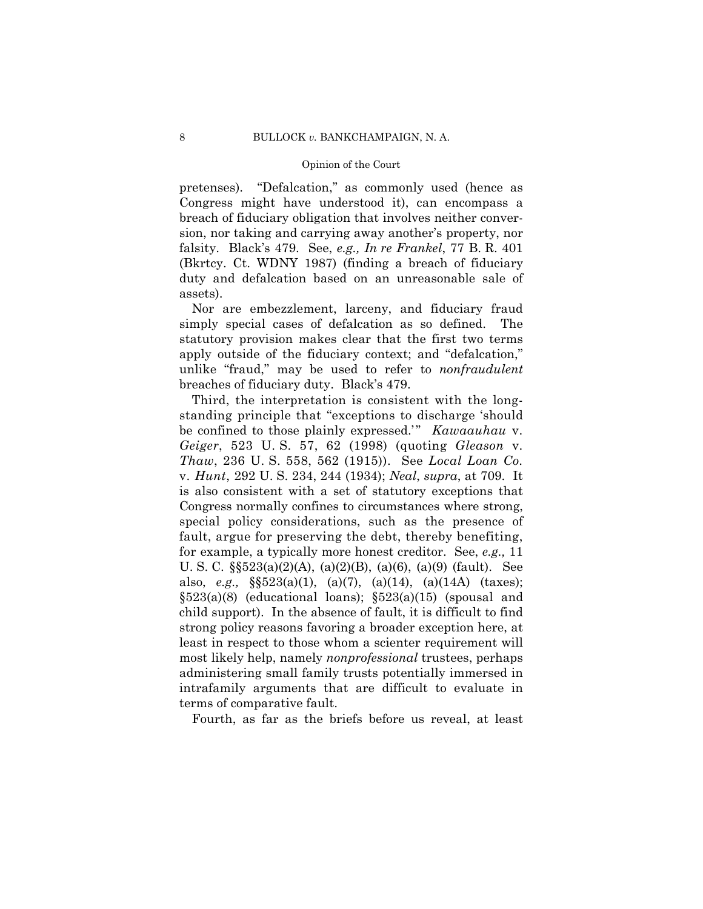pretenses). "Defalcation," as commonly used (hence as Congress might have understood it), can encompass a breach of fiduciary obligation that involves neither conversion, nor taking and carrying away another's property, nor falsity. Black's 479. See, *e.g., In re Frankel*, 77 B. R. 401 (Bkrtcy. Ct. WDNY 1987) (finding a breach of fiduciary duty and defalcation based on an unreasonable sale of assets).

Nor are embezzlement, larceny, and fiduciary fraud simply special cases of defalcation as so defined. The statutory provision makes clear that the first two terms apply outside of the fiduciary context; and "defalcation," unlike "fraud," may be used to refer to *nonfraudulent* breaches of fiduciary duty. Black's 479.

Third, the interpretation is consistent with the long-standing principle that "exceptions to discharge 'should be confined to those plainly expressed.'" *Kawaauhau* v. *Geiger*, 523 U. S. 57, 62 (1998) (quoting *Gleason* v. *Thaw*, 236 U. S. 558, 562 (1915)). See *Local Loan Co.* v. *Hunt*, 292 U. S. 234, 244 (1934); *Neal*, *supra*, at 709. It is also consistent with a set of statutory exceptions that Congress normally confines to circumstances where strong, special policy considerations, such as the presence of fault, argue for preserving the debt, thereby benefiting, for example, a typically more honest creditor. See, *e.g.,* 11 U. S. C. §§523(a)(2)(A), (a)(2)(B), (a)(6), (a)(9) (fault). See also, *e.g.,* §§523(a)(1), (a)(7), (a)(14), (a)(14A) (taxes); §523(a)(8) (educational loans); §523(a)(15) (spousal and child support). In the absence of fault, it is difficult to find strong policy reasons favoring a broader exception here, at least in respect to those whom a scienter requirement will most likely help, namely *nonprofessional* trustees, perhaps administering small family trusts potentially immersed in intrafamily arguments that are difficult to evaluate in terms of comparative fault.

Fourth, as far as the briefs before us reveal, at least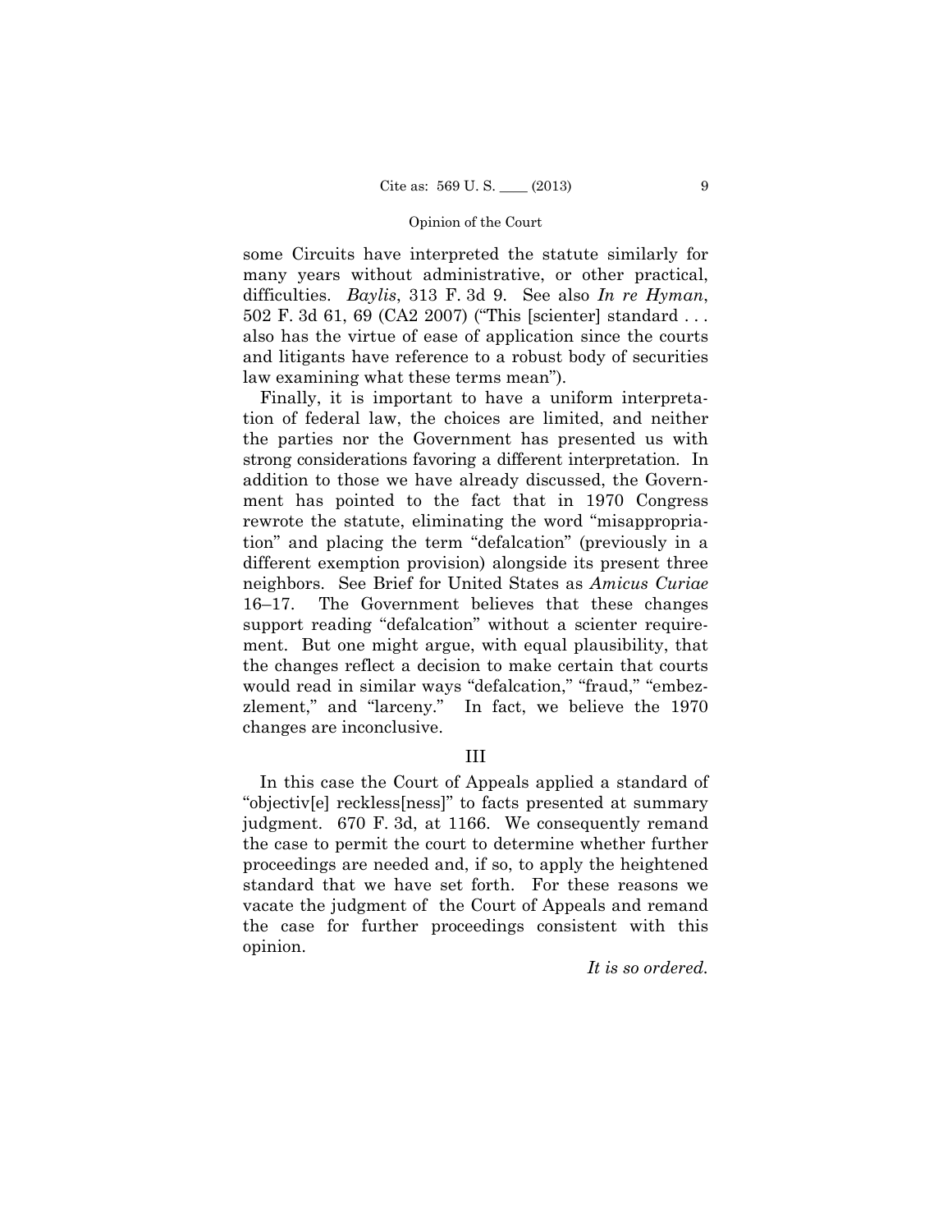some Circuits have interpreted the statute similarly for many years without administrative, or other practical, difficulties. *Baylis*, 313 F. 3d 9. See also *In re Hyman*, 502 F. 3d 61, 69 (CA2 2007) ("This [scienter] standard . . . also has the virtue of ease of application since the courts and litigants have reference to a robust body of securities law examining what these terms mean").

Finally, it is important to have a uniform interpretation of federal law, the choices are limited, and neither the parties nor the Government has presented us with strong considerations favoring a different interpretation. In addition to those we have already discussed, the Government has pointed to the fact that in 1970 Congress rewrote the statute, eliminating the word "misappropriation" and placing the term "defalcation" (previously in a different exemption provision) alongside its present three neighbors. See Brief for United States as *Amicus Curiae* 16–17. The Government believes that these changes support reading "defalcation" without a scienter requirement. But one might argue, with equal plausibility, that the changes reflect a decision to make certain that courts would read in similar ways "defalcation," "fraud," "embezzlement," and "larceny." In fact, we believe the 1970 changes are inconclusive.

## III

In this case the Court of Appeals applied a standard of "objectiv[e] reckless[ness]" to facts presented at summary judgment. 670 F. 3d, at 1166. We consequently remand the case to permit the court to determine whether further proceedings are needed and, if so, to apply the heightened standard that we have set forth. For these reasons we vacate the judgment of the Court of Appeals and remand the case for further proceedings consistent with this opinion.

*It is so ordered.*